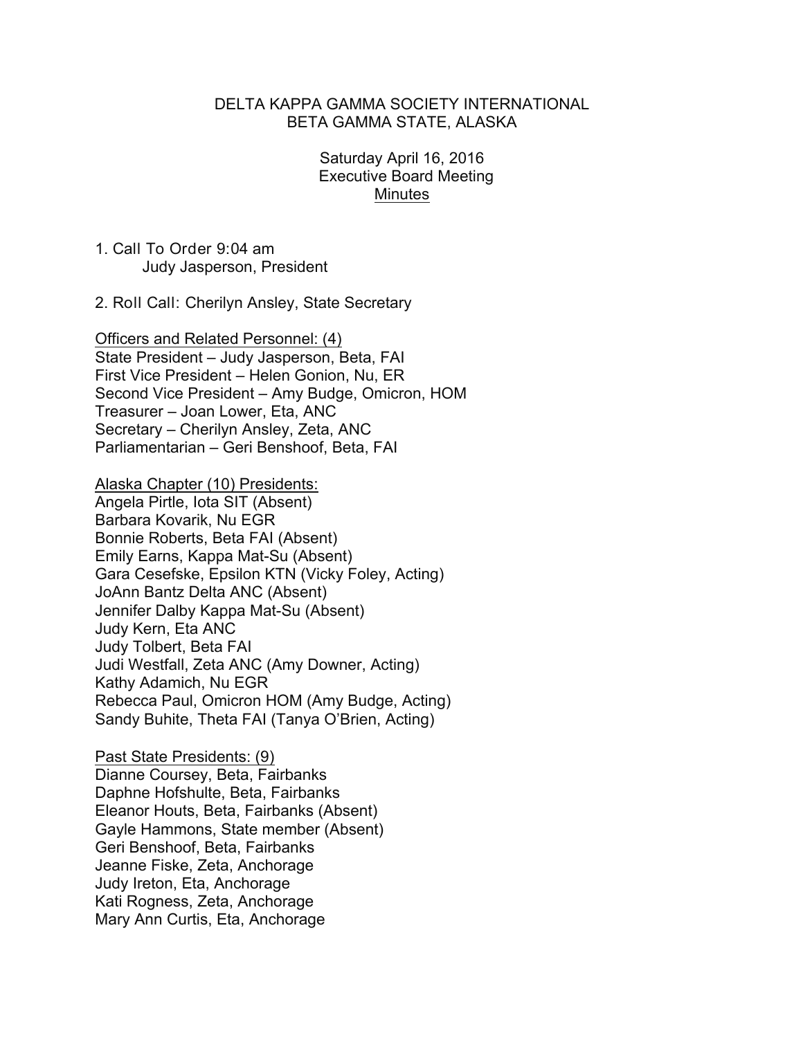DELTA KAPPA GAMMA SOCIETY INTERNATIONAL
BETA GAMMA STATE, ALASKA

Saturday April 16, 2016
Executive Board Meeting
Minutes

1. Call To Order 9:04 am
   Judy Jasperson, President

2. Roll Call: Cherilyn Ansley, State Secretary

Officers and Related Personnel: (4)
State President – Judy Jasperson, Beta, FAI
First Vice President – Helen Gonion, Nu, ER
Second Vice President – Amy Budge, Omicron, HOM
Treasurer – Joan Lower, Eta, ANC
Secretary – Cherilyn Ansley, Zeta, ANC
Parliamentarian – Geri Benshoof, Beta, FAI

Alaska Chapter (10) Presidents:
Angela Pirtle, Iota SIT (Absent)
Barbara Kovarik, Nu EGR
Bonnie Roberts, Beta FAI (Absent)
Emily Earns, Kappa Mat-Su (Absent)
Gara Cesefske, Epsilon KTN (Vicky Foley, Acting)
JoAnn Bantz Delta ANC (Absent)
Jennifer Dalby Kappa Mat-Su (Absent)
Judy Kern, Eta ANC
Judy Tolbert, Beta FAI
Judi Westfall, Zeta ANC (Amy Downer, Acting)
Kathy Adamich, Nu EGR
Rebecca Paul, Omicron HOM (Amy Budge, Acting)
Sandy Buhite, Theta FAI (Tanya O'Brien, Acting)

Past State Presidents: (9)
Dianne Coursey, Beta, Fairbanks
Daphne Hofshulte, Beta, Fairbanks
Eleanor Houts, Beta, Fairbanks (Absent)
Gayle Hammons, State member (Absent)
Geri Benshoof, Beta, Fairbanks
Jeanne Fiske, Zeta, Anchorage
Judy Ireton, Eta, Anchorage
Kati Rogness, Zeta, Anchorage
Mary Ann Curtis, Eta, Anchorage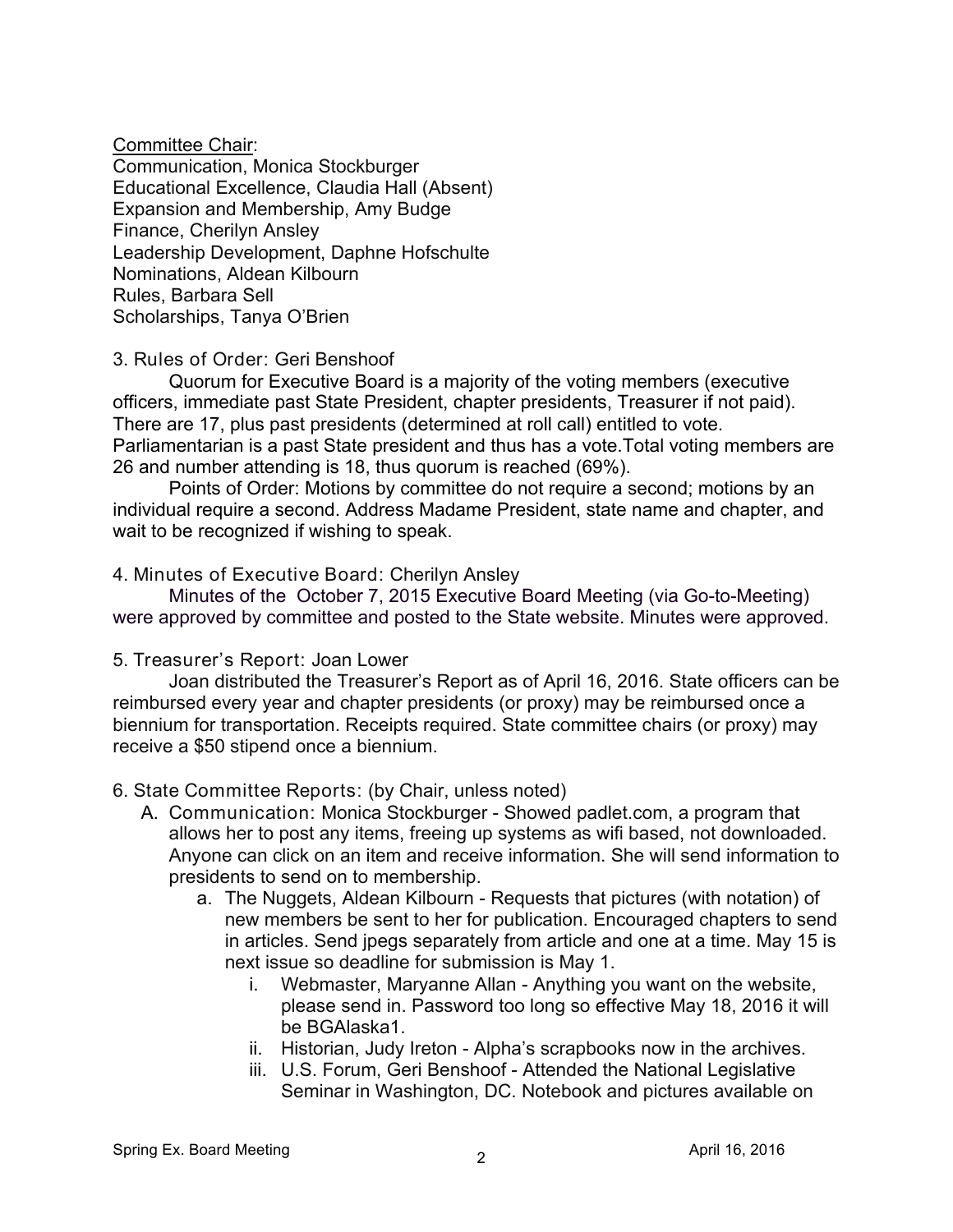Committee Chair:
Communication, Monica Stockburger
Educational Excellence, Claudia Hall (Absent)
Expansion and Membership, Amy Budge
Finance, Cherilyn Ansley
Leadership Development, Daphne Hofschulte
Nominations, Aldean Kilbourn
Rules, Barbara Sell
Scholarships, Tanya O'Brien

3. Rules of Order: Geri Benshoof

Quorum for Executive Board is a majority of the voting members (executive officers, immediate past State President, chapter presidents, Treasurer if not paid). There are 17, plus past presidents (determined at roll call) entitled to vote. Parliamentarian is a past State president and thus has a vote.Total voting members are 26 and number attending is 18, thus quorum is reached (69%).

Points of Order: Motions by committee do not require a second; motions by an individual require a second. Address Madame President, state name and chapter, and wait to be recognized if wishing to speak.

4. Minutes of Executive Board: Cherilyn Ansley

Minutes of the October 7, 2015 Executive Board Meeting (via Go-to-Meeting) were approved by committee and posted to the State website. Minutes were approved.

5. Treasurer's Report: Joan Lower

Joan distributed the Treasurer's Report as of April 16, 2016. State officers can be reimbursed every year and chapter presidents (or proxy) may be reimbursed once a biennium for transportation. Receipts required. State committee chairs (or proxy) may receive a $50 stipend once a biennium.

6. State Committee Reports: (by Chair, unless noted)

A. Communication: Monica Stockburger - Showed padlet.com, a program that allows her to post any items, freeing up systems as wifi based, not downloaded. Anyone can click on an item and receive information. She will send information to presidents to send on to membership.
   a. The Nuggets, Aldean Kilbourn - Requests that pictures (with notation) of new members be sent to her for publication. Encouraged chapters to send in articles. Send jpegs separately from article and one at a time. May 15 is next issue so deadline for submission is May 1.
      i. Webmaster, Maryanne Allan - Anything you want on the website, please send in. Password too long so effective May 18, 2016 it will be BGAlaska1.
      ii. Historian, Judy Ireton - Alpha's scrapbooks now in the archives.
      iii. U.S. Forum, Geri Benshoof - Attended the National Legislative Seminar in Washington, DC. Notebook and pictures available on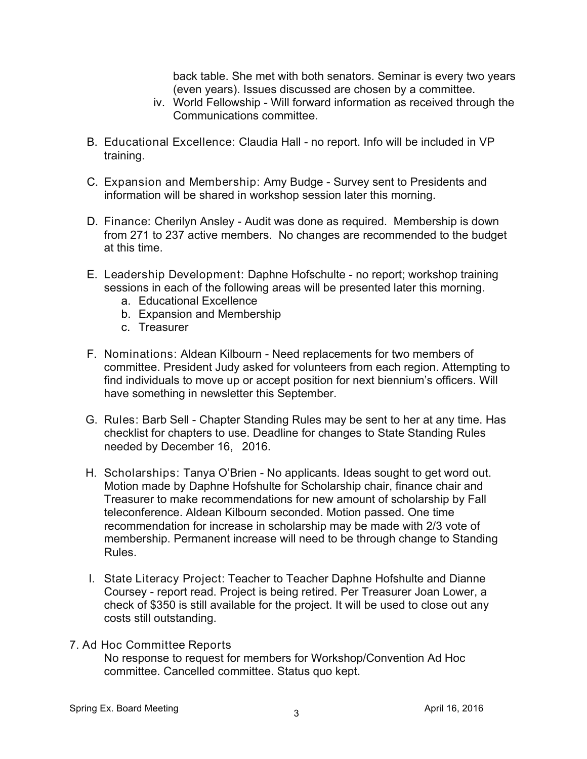back table. She met with both senators. Seminar is every two years (even years). Issues discussed are chosen by a committee.

iv. World Fellowship - Will forward information as received through the Communications committee.

B. Educational Excellence: Claudia Hall - no report. Info will be included in VP training.

C. Expansion and Membership: Amy Budge - Survey sent to Presidents and information will be shared in workshop session later this morning.

D. Finance: Cherilyn Ansley - Audit was done as required. Membership is down from 271 to 237 active members. No changes are recommended to the budget at this time.

E. Leadership Development: Daphne Hofschulte - no report; workshop training sessions in each of the following areas will be presented later this morning.
   a. Educational Excellence
   b. Expansion and Membership
   c. Treasurer

F. Nominations: Aldean Kilbourn - Need replacements for two members of committee. President Judy asked for volunteers from each region. Attempting to find individuals to move up or accept position for next biennium's officers. Will have something in newsletter this September.

G. Rules: Barb Sell - Chapter Standing Rules may be sent to her at any time. Has checklist for chapters to use. Deadline for changes to State Standing Rules needed by December 16, 2016.

H. Scholarships: Tanya O'Brien - No applicants. Ideas sought to get word out. Motion made by Daphne Hofshulte for Scholarship chair, finance chair and Treasurer to make recommendations for new amount of scholarship by Fall teleconference. Aldean Kilbourn seconded. Motion passed. One time recommendation for increase in scholarship may be made with 2/3 vote of membership. Permanent increase will need to be through change to Standing Rules.

I. State Literacy Project: Teacher to Teacher Daphne Hofshulte and Dianne Coursey - report read. Project is being retired. Per Treasurer Joan Lower, a check of $350 is still available for the project. It will be used to close out any costs still outstanding.

7. Ad Hoc Committee Reports

No response to request for members for Workshop/Convention Ad Hoc committee. Cancelled committee. Status quo kept.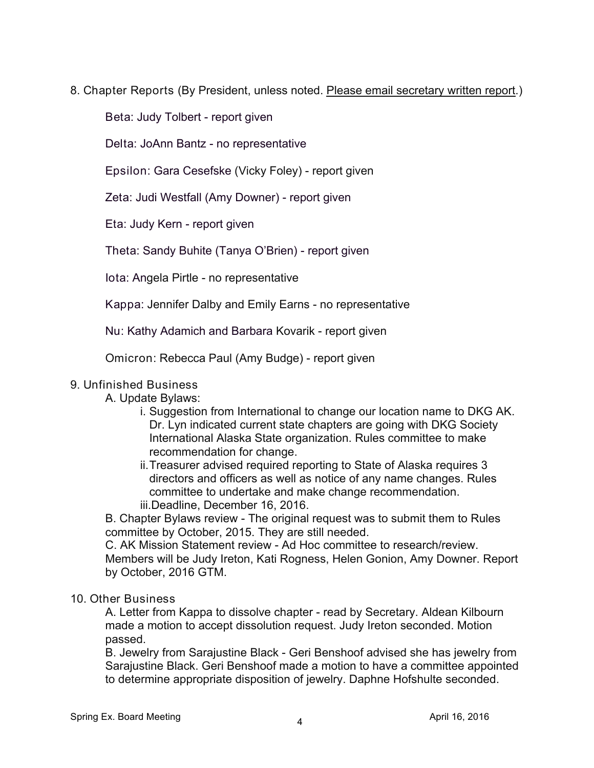8. Chapter Reports (By President, unless noted. Please email secretary written report.)

Beta: Judy Tolbert - report given

Delta: JoAnn Bantz - no representative

Epsilon: Gara Cesefske (Vicky Foley) - report given

Zeta: Judi Westfall (Amy Downer) - report given

Eta: Judy Kern - report given

Theta: Sandy Buhite (Tanya O'Brien) - report given

Iota: Angela Pirtle - no representative

Kappa: Jennifer Dalby and Emily Earns - no representative

Nu: Kathy Adamich and Barbara Kovarik - report given

Omicron: Rebecca Paul (Amy Budge) - report given

9. Unfinished Business

A. Update Bylaws:

i. Suggestion from International to change our location name to DKG AK. Dr. Lyn indicated current state chapters are going with DKG Society International Alaska State organization. Rules committee to make recommendation for change.

ii. Treasurer advised required reporting to State of Alaska requires 3 directors and officers as well as notice of any name changes. Rules committee to undertake and make change recommendation.

iii. Deadline, December 16, 2016.

B. Chapter Bylaws review - The original request was to submit them to Rules committee by October, 2015. They are still needed.

C. AK Mission Statement review - Ad Hoc committee to research/review. Members will be Judy Ireton, Kati Rogness, Helen Gonion, Amy Downer. Report by October, 2016 GTM.

10. Other Business

A. Letter from Kappa to dissolve chapter - read by Secretary. Aldean Kilbourn made a motion to accept dissolution request. Judy Ireton seconded. Motion passed.

B. Jewelry from Sarajustine Black - Geri Benshoof advised she has jewelry from Sarajustine Black. Geri Benshoof made a motion to have a committee appointed to determine appropriate disposition of jewelry. Daphne Hofshulte seconded.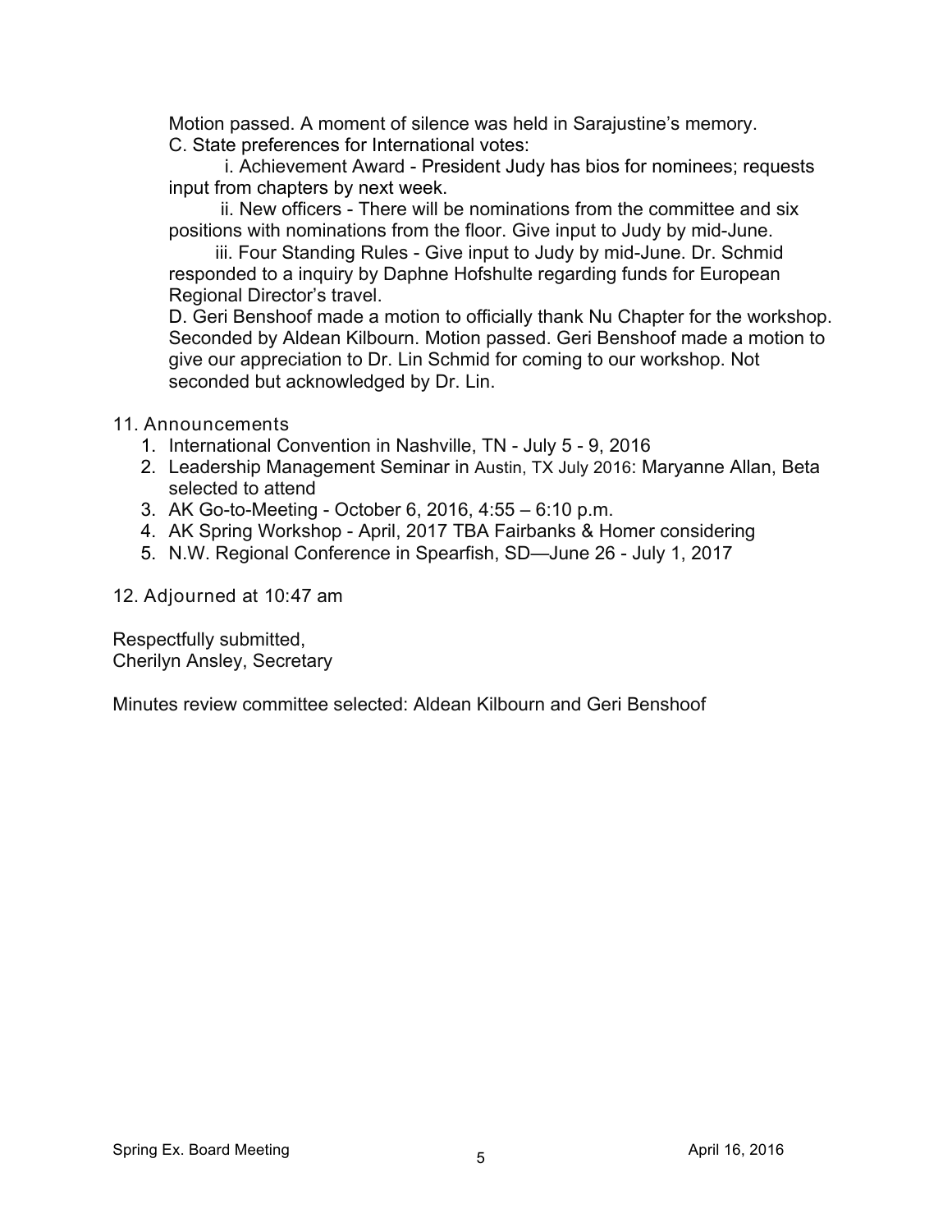Motion passed. A moment of silence was held in Sarajustine's memory.

C. State preferences for International votes:

i. Achievement Award - President Judy has bios for nominees; requests input from chapters by next week.

ii. New officers - There will be nominations from the committee and six positions with nominations from the floor. Give input to Judy by mid-June.

iii. Four Standing Rules - Give input to Judy by mid-June. Dr. Schmid responded to a inquiry by Daphne Hofshulte regarding funds for European Regional Director's travel.

D. Geri Benshoof made a motion to officially thank Nu Chapter for the workshop. Seconded by Aldean Kilbourn. Motion passed. Geri Benshoof made a motion to give our appreciation to Dr. Lin Schmid for coming to our workshop. Not seconded but acknowledged by Dr. Lin.

11. Announcements

1. International Convention in Nashville, TN - July 5 - 9, 2016
2. Leadership Management Seminar in Austin, TX July 2016: Maryanne Allan, Beta selected to attend
3. AK Go-to-Meeting - October 6, 2016, 4:55 – 6:10 p.m.
4. AK Spring Workshop - April, 2017 TBA Fairbanks & Homer considering
5. N.W. Regional Conference in Spearfish, SD—June 26 - July 1, 2017

12. Adjourned at 10:47 am

Respectfully submitted,
Cherilyn Ansley, Secretary

Minutes review committee selected: Aldean Kilbourn and Geri Benshoof